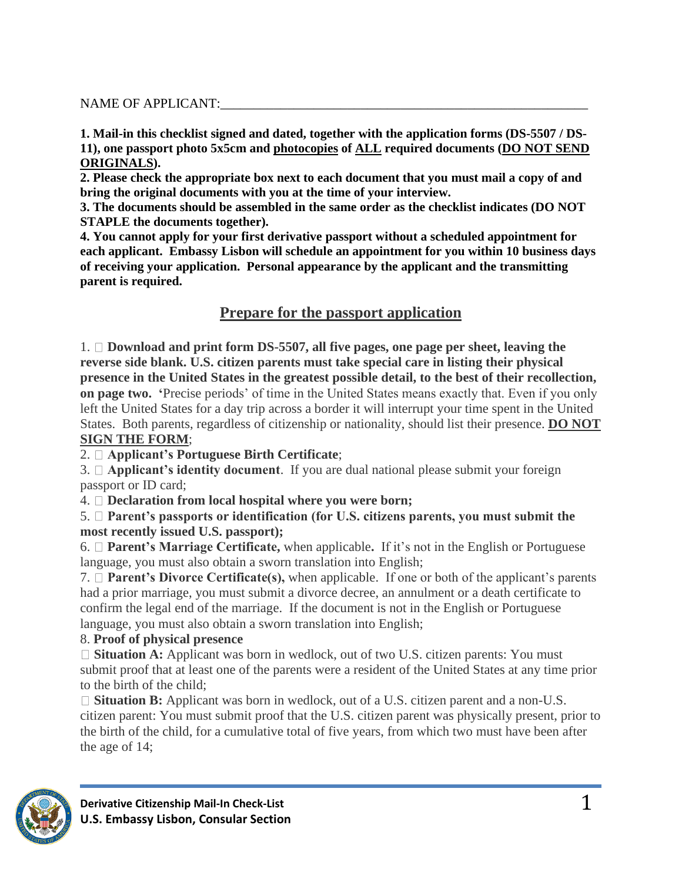NAME OF APPLICANT:\_\_\_\_\_\_\_\_\_\_\_\_\_\_\_\_\_\_\_\_\_\_\_\_\_\_\_\_\_\_\_\_\_\_\_\_\_\_\_\_\_\_\_\_\_\_\_\_\_\_\_\_\_\_\_\_\_

**1. Mail-in this checklist signed and dated, together with the application forms (DS-5507 / DS-11), one passport photo 5x5cm and <u>photocopies</u> of <u>ALL</u> required documents (<u>DO NOT SEND ORIGINALS</u>).**
**2. Please check the appropriate box next to each document that you must mail a copy of and bring the original documents with you at the time of your interview.**
**3. The documents should be assembled in the same order as the checklist indicates (DO NOT STAPLE the documents together).**
**4. You cannot apply for your first derivative passport without a scheduled appointment for each applicant. Embassy Lisbon will schedule an appointment for you within 10 business days of receiving your application. Personal appearance by the applicant and the transmitting parent is required.**

## <u>Prepare for the passport application</u>

1. ☐ **Download and print form DS-5507, all five pages, one page per sheet, leaving the reverse side blank. U.S. citizen parents must take special care in listing their physical presence in the United States in the greatest possible detail, to the best of their recollection, on page two.** 'Precise periods' of time in the United States means exactly that. Even if you only left the United States for a day trip across a border it will interrupt your time spent in the United States. Both parents, regardless of citizenship or nationality, should list their presence. **<u>DO NOT SIGN THE FORM</u>**;
2. ☐ **Applicant's Portuguese Birth Certificate**;
3. ☐ **Applicant's identity document**. If you are dual national please submit your foreign passport or ID card;
4. ☐ **Declaration from local hospital where you were born;**
5. ☐ **Parent's passports or identification (for U.S. citizens parents, you must submit the most recently issued U.S. passport);**
6. ☐ **Parent's Marriage Certificate,** when applicable**.** If it's not in the English or Portuguese language, you must also obtain a sworn translation into English;
7. ☐ **Parent's Divorce Certificate(s),** when applicable. If one or both of the applicant's parents had a prior marriage, you must submit a divorce decree, an annulment or a death certificate to confirm the legal end of the marriage. If the document is not in the English or Portuguese language, you must also obtain a sworn translation into English;
8. **Proof of physical presence**

☐ **Situation A:** Applicant was born in wedlock, out of two U.S. citizen parents: You must submit proof that at least one of the parents were a resident of the United States at any time prior to the birth of the child;

☐ **Situation B:** Applicant was born in wedlock, out of a U.S. citizen parent and a non-U.S. citizen parent: You must submit proof that the U.S. citizen parent was physically present, prior to the birth of the child, for a cumulative total of five years, from which two must have been after the age of 14;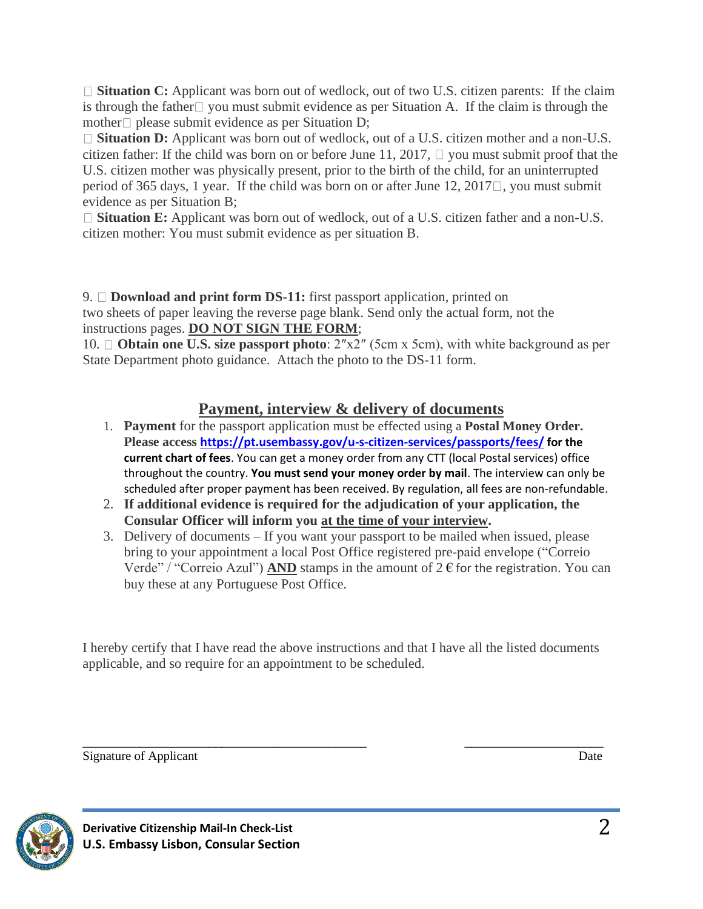☐ **Situation C:** Applicant was born out of wedlock, out of two U.S. citizen parents: If the claim is through the father☐ you must submit evidence as per Situation A. If the claim is through the mother☐ please submit evidence as per Situation D;

☐ **Situation D:** Applicant was born out of wedlock, out of a U.S. citizen mother and a non-U.S. citizen father: If the child was born on or before June 11, 2017, ☐ you must submit proof that the U.S. citizen mother was physically present, prior to the birth of the child, for an uninterrupted period of 365 days, 1 year. If the child was born on or after June 12, 2017☐, you must submit evidence as per Situation B;

☐ **Situation E:** Applicant was born out of wedlock, out of a U.S. citizen father and a non-U.S. citizen mother: You must submit evidence as per situation B.

9. ☐ **Download and print form DS-11:** first passport application, printed on two sheets of paper leaving the reverse page blank. Send only the actual form, not the instructions pages. **DO NOT SIGN THE FORM**;

10. ☐ **Obtain one U.S. size passport photo**: 2″x2″ (5cm x 5cm), with white background as per State Department photo guidance. Attach the photo to the DS-11 form.

## Payment, interview & delivery of documents

1. **Payment** for the passport application must be effected using a **Postal Money Order. Please access https://pt.usembassy.gov/u-s-citizen-services/passports/fees/ for the current chart of fees**. You can get a money order from any CTT (local Postal services) office throughout the country. **You must send your money order by mail**. The interview can only be scheduled after proper payment has been received. By regulation, all fees are non-refundable.
2. **If additional evidence is required for the adjudication of your application, the Consular Officer will inform you at the time of your interview.**
3. Delivery of documents – If you want your passport to be mailed when issued, please bring to your appointment a local Post Office registered pre-paid envelope ("Correio Verde" / "Correio Azul") **AND** stamps in the amount of 2 € for the registration. You can buy these at any Portuguese Post Office.

I hereby certify that I have read the above instructions and that I have all the listed documents applicable, and so require for an appointment to be scheduled.

_____________________________________________ _____________________

Signature of Applicant Date